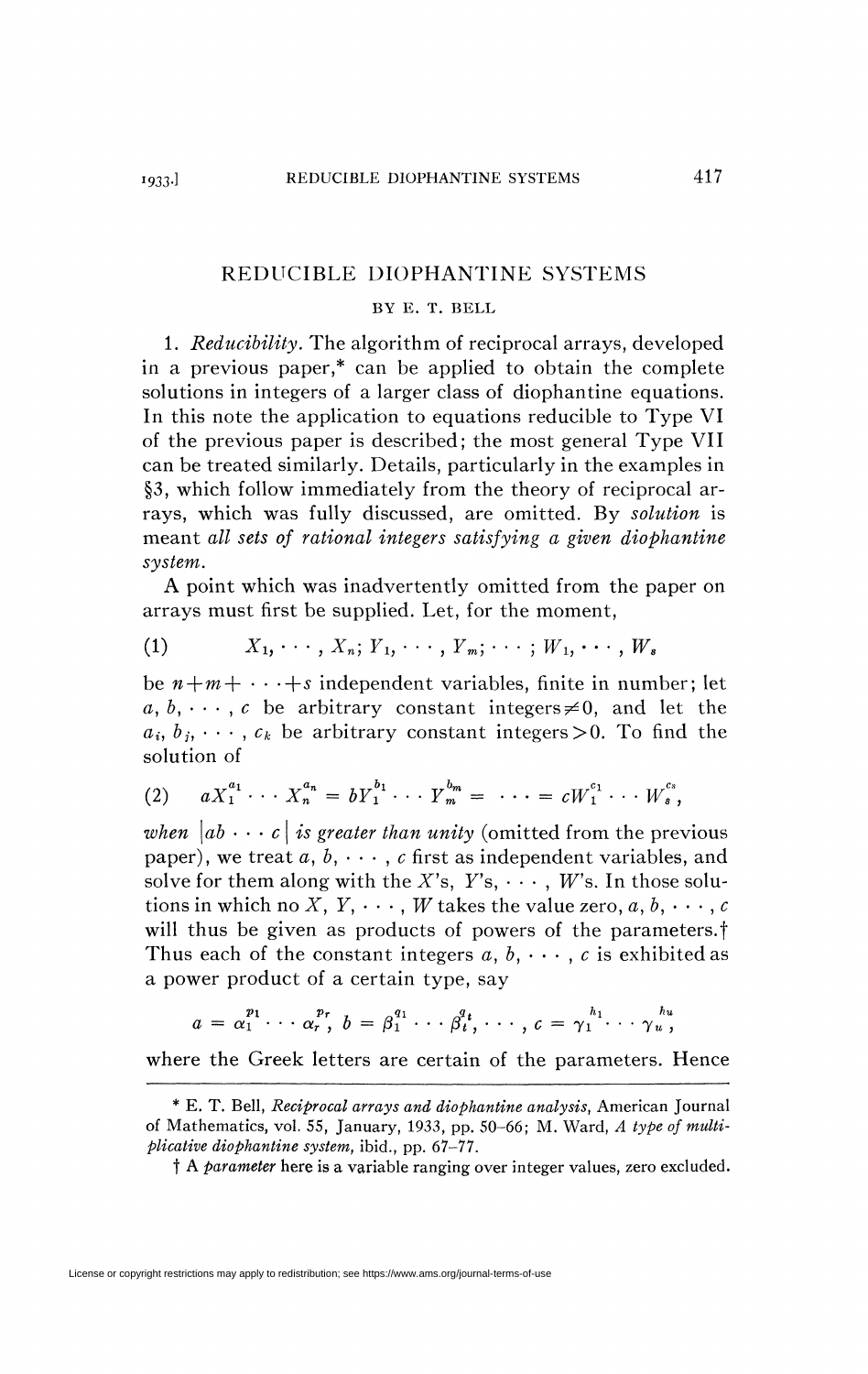# REDUCIBLE DIOPHANTINE SYSTEMS

BY E. T. BELL

1. *Reducibility.* The algorithm of reciprocal arrays, developed in a previous paper,* can be applied to obtain the complete solutions in integers of a larger class of diophantine equations. In this note the application to equations reducible to Type VI of the previous paper is described; the most general Type VII can be treated similarly. Details, particularly in the examples in §3, which follow immediately from the theory of reciprocal arrays, which was fully discussed, are omitted. By *solution* is meant *all sets of rational integers satisfying a given diophantine system.*

A point which was inadvertently omitted from the paper on arrays must first be supplied. Let, for the moment,

$$(1) \qquad X_1, \cdots, X_n; Y_1, \cdots, Y_m; \cdots; W_1, \cdots, W_s$$

be $n+m+\cdots+s$ independent variables, finite in number; let $a, b, \cdots, c$ be arbitrary constant integers $\neq 0$, and let the $a_i, b_j, \cdots, c_k$ be arbitrary constant integers $>0$. To find the solution of

$$(2) \qquad aX_1^{a_1}\cdots X_n^{a_n} = bY_1^{b_1}\cdots Y_m^{b_m} = \cdots = cW_1^{c_1}\cdots W_s^{c_s},$$

*when* $|ab\cdots c|$ *is greater than unity* (omitted from the previous paper), we treat $a, b, \cdots, c$ first as independent variables, and solve for them along with the $X$'s, $Y$'s, $\cdots$, $W$'s. In those solutions in which no $X, Y, \cdots, W$ takes the value zero, $a, b, \cdots, c$ will thus be given as products of powers of the parameters.† Thus each of the constant integers $a, b, \cdots, c$ is exhibited as a power product of a certain type, say

$$a = \alpha_1^{p_1}\cdots\alpha_r^{p_r},\ b = \beta_1^{q_1}\cdots\beta_t^{q_t}, \cdots, c = \gamma_1^{h_1}\cdots\gamma_u^{h_u},$$

where the Greek letters are certain of the parameters. Hence

---

* E. T. Bell, *Reciprocal arrays and diophantine analysis*, American Journal of Mathematics, vol. 55, January, 1933, pp. 50–66; M. Ward, *A type of multiplicative diophantine system*, ibid., pp. 67–77.

† A *parameter* here is a variable ranging over integer values, zero excluded.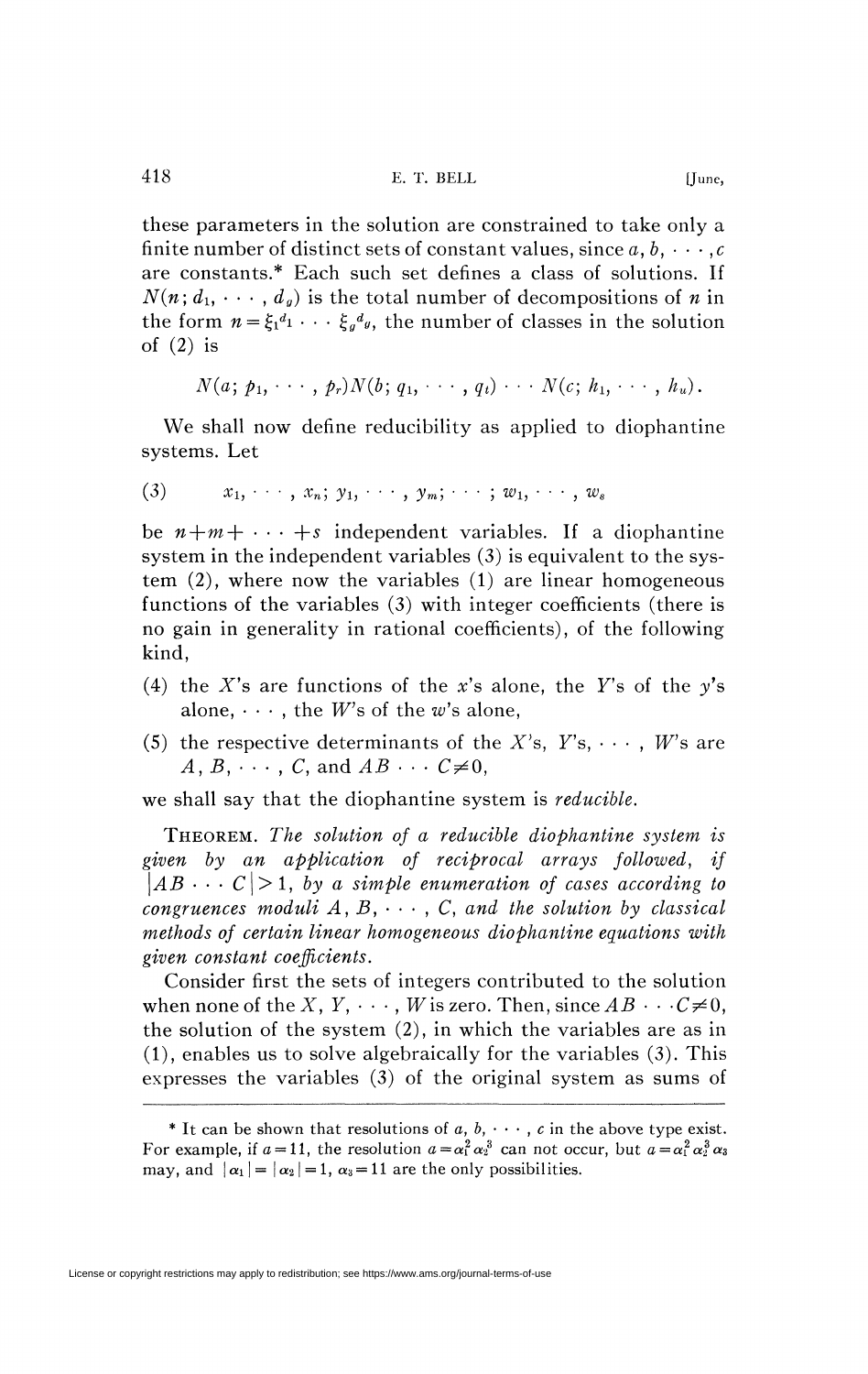these parameters in the solution are constrained to take only a finite number of distinct sets of constant values, since $a, b, \cdots, c$ are constants.* Each such set defines a class of solutions. If $N(n; d_1, \cdots, d_g)$ is the total number of decompositions of $n$ in the form $n = \xi_1^{d_1} \cdots \xi_g^{d_g}$, the number of classes in the solution of (2) is

$$N(a; p_1, \cdots, p_r)N(b; q_1, \cdots, q_t) \cdots N(c; h_1, \cdots, h_u).$$

We shall now define reducibility as applied to diophantine systems. Let

$$(3) \qquad x_1, \cdots, x_n;\ y_1, \cdots, y_m;\ \cdots;\ w_1, \cdots, w_s$$

be $n+m+\cdots+s$ independent variables. If a diophantine system in the independent variables (3) is equivalent to the system (2), where now the variables (1) are linear homogeneous functions of the variables (3) with integer coefficients (there is no gain in generality in rational coefficients), of the following kind,

(4) the $X$'s are functions of the $x$'s alone, the $Y$'s of the $y$'s alone, $\cdots$, the $W$'s of the $w$'s alone,

(5) the respective determinants of the $X$'s, $Y$'s, $\cdots$, $W$'s are $A, B, \cdots, C$, and $AB \cdots C \neq 0$,

we shall say that the diophantine system is *reducible*.

THEOREM. *The solution of a reducible diophantine system is given by an application of reciprocal arrays followed, if* $|AB \cdots C| > 1$, *by a simple enumeration of cases according to congruences moduli* $A, B, \cdots, C$, *and the solution by classical methods of certain linear homogeneous diophantine equations with given constant coefficients.*

Consider first the sets of integers contributed to the solution when none of the $X, Y, \cdots, W$ is zero. Then, since $AB \cdots C \neq 0$, the solution of the system (2), in which the variables are as in (1), enables us to solve algebraically for the variables (3). This expresses the variables (3) of the original system as sums of

---

* It can be shown that resolutions of $a, b, \cdots, c$ in the above type exist. For example, if $a = 11$, the resolution $a = \alpha_1^2 \alpha_2^3$ can not occur, but $a = \alpha_1^2 \alpha_2^3 \alpha_3$ may, and $|\alpha_1| = |\alpha_2| = 1$, $\alpha_3 = 11$ are the only possibilities.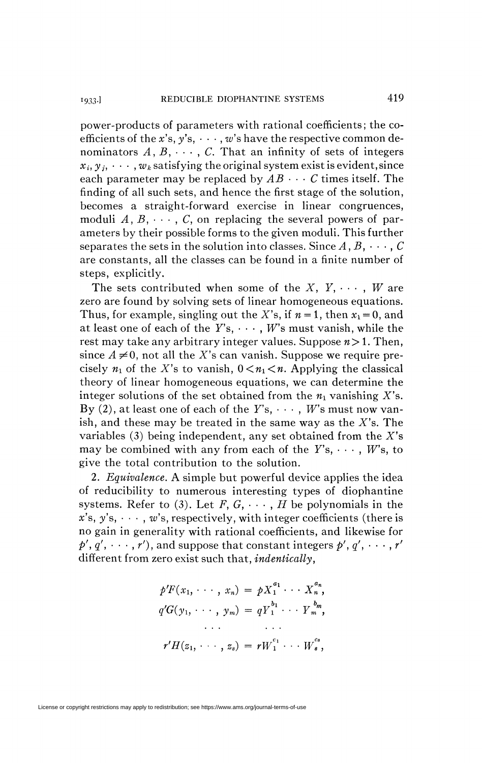power-products of parameters with rational coefficients; the coefficients of the $x$'s, $y$'s, $\cdots$, $w$'s have the respective common denominators $A, B, \cdots, C$. That an infinity of sets of integers $x_i, y_j, \cdots, w_k$ satisfying the original system exist is evident, since each parameter may be replaced by $AB \cdots C$ times itself. The finding of all such sets, and hence the first stage of the solution, becomes a straight-forward exercise in linear congruences, moduli $A, B, \cdots, C$, on replacing the several powers of parameters by their possible forms to the given moduli. This further separates the sets in the solution into classes. Since $A, B, \cdots, C$ are constants, all the classes can be found in a finite number of steps, explicitly.

The sets contributed when some of the $X, Y, \cdots, W$ are zero are found by solving sets of linear homogeneous equations. Thus, for example, singling out the $X$'s, if $n=1$, then $x_1=0$, and at least one of each of the $Y$'s, $\cdots$, $W$'s must vanish, while the rest may take any arbitrary integer values. Suppose $n>1$. Then, since $A \neq 0$, not all the $X$'s can vanish. Suppose we require precisely $n_1$ of the $X$'s to vanish, $0<n_1<n$. Applying the classical theory of linear homogeneous equations, we can determine the integer solutions of the set obtained from the $n_1$ vanishing $X$'s. By (2), at least one of each of the $Y$'s, $\cdots$, $W$'s must now vanish, and these may be treated in the same way as the $X$'s. The variables (3) being independent, any set obtained from the $X$'s may be combined with any from each of the $Y$'s, $\cdots$, $W$'s, to give the total contribution to the solution.

2. *Equivalence.* A simple but powerful device applies the idea of reducibility to numerous interesting types of diophantine systems. Refer to (3). Let $F, G, \cdots, H$ be polynomials in the $x$'s, $y$'s, $\cdots$, $w$'s, respectively, with integer coefficients (there is no gain in generality with rational coefficients, and likewise for $p', q', \cdots, r'$), and suppose that constant integers $p', q', \cdots, r'$ different from zero exist such that, *indentically*,

$$
\begin{aligned}
p'F(x_1, \cdots, x_n) &= pX_1^{a_1} \cdots X_n^{a_n}, \\
q'G(y_1, \cdots, y_m) &= qY_1^{b_1} \cdots Y_m^{b_m}, \\
\cdots & \qquad \cdots \\
r'H(z_1, \cdots, z_s) &= rW_1^{c_1} \cdots W_s^{c_s},
\end{aligned}
$$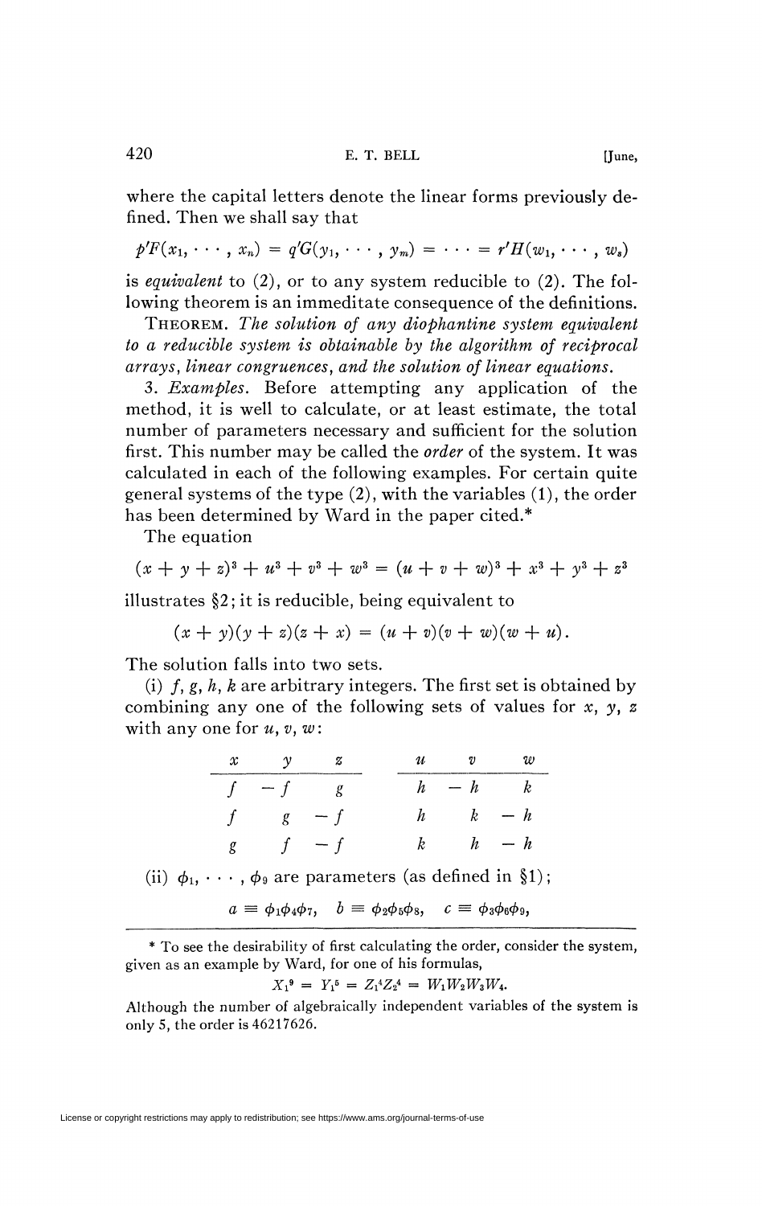where the capital letters denote the linear forms previously defined. Then we shall say that

$$p'F(x_1, \cdots, x_n) = q'G(y_1, \cdots, y_m) = \cdots = r'H(w_1, \cdots, w_s)$$

is *equivalent* to (2), or to any system reducible to (2). The following theorem is an immeditate consequence of the definitions.

THEOREM. *The solution of any diophantine system equivalent to a reducible system is obtainable by the algorithm of reciprocal arrays, linear congruences, and the solution of linear equations.*

3. *Examples.* Before attempting any application of the method, it is well to calculate, or at least estimate, the total number of parameters necessary and sufficient for the solution first. This number may be called the *order* of the system. It was calculated in each of the following examples. For certain quite general systems of the type (2), with the variables (1), the order has been determined by Ward in the paper cited.*

The equation

$$(x + y + z)^3 + u^3 + v^3 + w^3 = (u + v + w)^3 + x^3 + y^3 + z^3$$

illustrates §2; it is reducible, being equivalent to

$$(x + y)(y + z)(z + x) = (u + v)(v + w)(w + u).$$

The solution falls into two sets.

(i) $f, g, h, k$ are arbitrary integers. The first set is obtained by combining any one of the following sets of values for $x, y, z$ with any one for $u, v, w$:

| $x$ | $y$ | $z$ | $u$ | $v$ | $w$ |
|---|---|---|---|---|---|
| $f$ | $-f$ | $g$ | $h$ | $-h$ | $k$ |
| $f$ | $g$ | $-f$ | $h$ | $k$ | $-h$ |
| $g$ | $f$ | $-f$ | $k$ | $h$ | $-h$ |

(ii) $\phi_1, \cdots, \phi_9$ are parameters (as defined in §1);

$$a \equiv \phi_1\phi_4\phi_7, \quad b \equiv \phi_2\phi_5\phi_8, \quad c \equiv \phi_3\phi_6\phi_9,$$

---

* To see the desirability of first calculating the order, consider the system, given as an example by Ward, for one of his formulas,

$$X_1^9 = Y_1^5 = Z_1^4Z_2^4 = W_1W_2W_3W_4.$$

Although the number of algebraically independent variables of the system is only 5, the order is 46217626.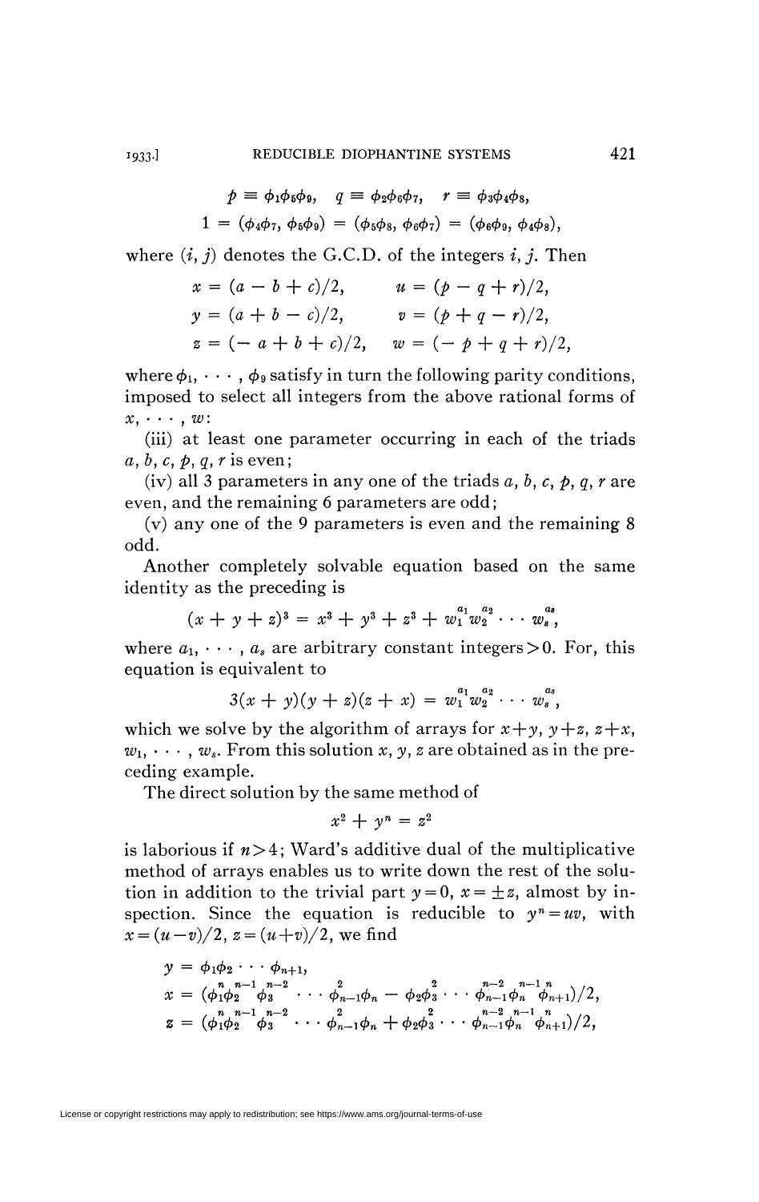$$p \equiv \phi_1\phi_5\phi_9, \quad q \equiv \phi_2\phi_6\phi_7, \quad r \equiv \phi_3\phi_4\phi_8,$$

$$1 = (\phi_4\phi_7, \phi_5\phi_9) = (\phi_5\phi_8, \phi_6\phi_7) = (\phi_6\phi_9, \phi_4\phi_8),$$

where $(i, j)$ denotes the G.C.D. of the integers $i, j$. Then

$$x = (a - b + c)/2, \qquad u = (p - q + r)/2,$$

$$y = (a + b - c)/2, \qquad v = (p + q - r)/2,$$

$$z = (-a + b + c)/2, \qquad w = (-p + q + r)/2,$$

where $\phi_1, \cdots, \phi_9$ satisfy in turn the following parity conditions, imposed to select all integers from the above rational forms of $x, \cdots, w$:

(iii) at least one parameter occurring in each of the triads $a, b, c, p, q, r$ is even;

(iv) all 3 parameters in any one of the triads $a, b, c, p, q, r$ are even, and the remaining 6 parameters are odd;

(v) any one of the 9 parameters is even and the remaining 8 odd.

Another completely solvable equation based on the same identity as the preceding is

$$(x + y + z)^3 = x^3 + y^3 + z^3 + w_1^{a_1} w_2^{a_2} \cdots w_s^{a_s},$$

where $a_1, \cdots, a_s$ are arbitrary constant integers $>0$. For, this equation is equivalent to

$$3(x + y)(y + z)(z + x) = w_1^{a_1} w_2^{a_2} \cdots w_s^{a_s},$$

which we solve by the algorithm of arrays for $x+y$, $y+z$, $z+x$, $w_1, \cdots, w_s$. From this solution $x, y, z$ are obtained as in the preceding example.

The direct solution by the same method of

$$x^2 + y^n = z^2$$

is laborious if $n > 4$; Ward's additive dual of the multiplicative method of arrays enables us to write down the rest of the solution in addition to the trivial part $y = 0$, $x = \pm z$, almost by inspection. Since the equation is reducible to $y^n = uv$, with $x = (u-v)/2$, $z = (u+v)/2$, we find

$$y = \phi_1\phi_2 \cdots \phi_{n+1},$$

$$x = (\phi_1^n \phi_2^{n-1} \phi_3^{n-2} \cdots \phi_{n-1}^2 \phi_n - \phi_2 \phi_3^2 \cdots \phi_{n-1}^{n-2} \phi_n^{n-1} \phi_{n+1}^n)/2,$$

$$z = (\phi_1^n \phi_2^{n-1} \phi_3^{n-2} \cdots \phi_{n-1}^2 \phi_n + \phi_2 \phi_3^2 \cdots \phi_{n-1}^{n-2} \phi_n^{n-1} \phi_{n+1}^n)/2,$$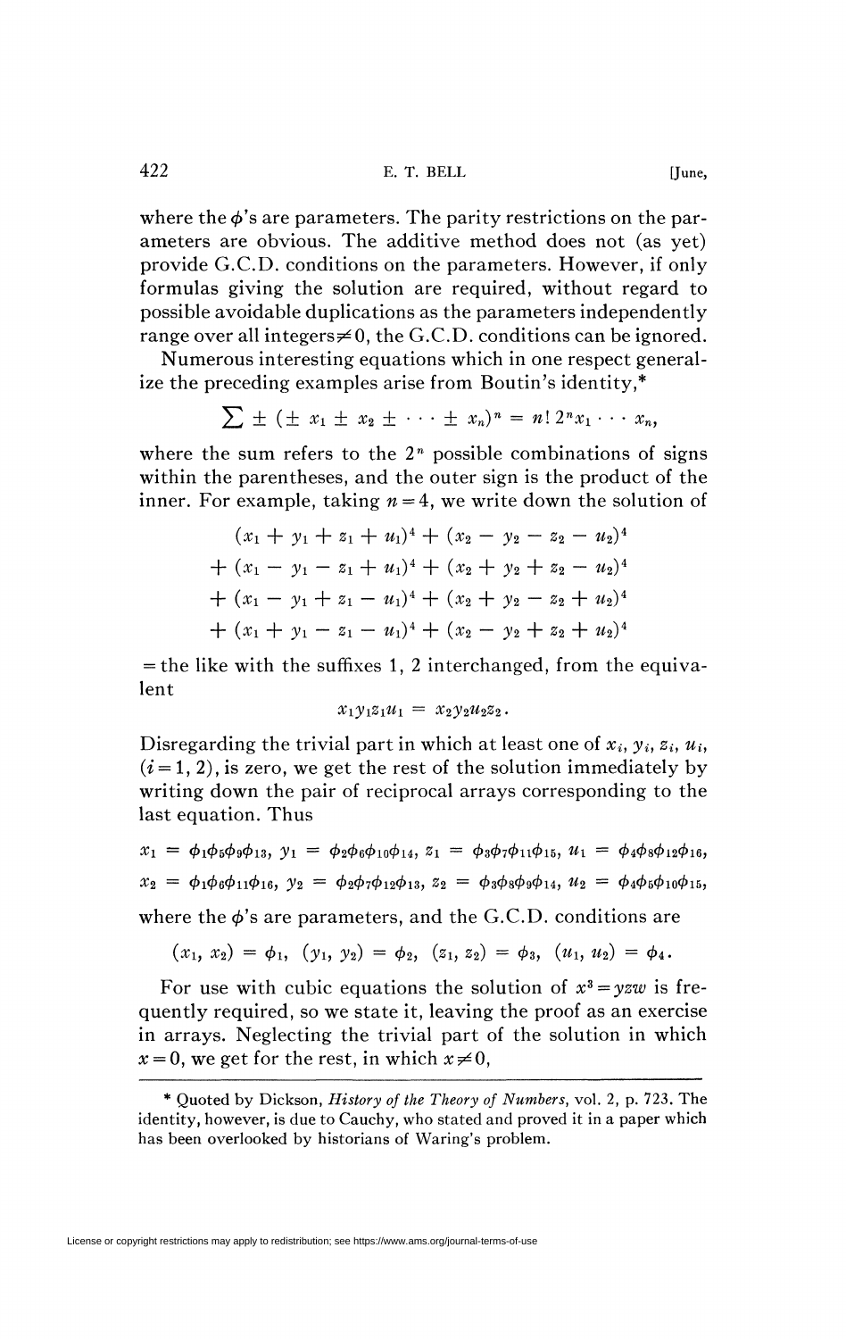where the $\phi$'s are parameters. The parity restrictions on the parameters are obvious. The additive method does not (as yet) provide G.C.D. conditions on the parameters. However, if only formulas giving the solution are required, without regard to possible avoidable duplications as the parameters independently range over all integers$\neq 0$, the G.C.D. conditions can be ignored.

Numerous interesting equations which in one respect generalize the preceding examples arise from Boutin's identity,*

$$\sum \pm (\pm x_1 \pm x_2 \pm \cdots \pm x_n)^n = n!\, 2^n x_1 \cdots x_n,$$

where the sum refers to the $2^n$ possible combinations of signs within the parentheses, and the outer sign is the product of the inner. For example, taking $n=4$, we write down the solution of

$$\begin{aligned}
&(x_1 + y_1 + z_1 + u_1)^4 + (x_2 - y_2 - z_2 - u_2)^4 \\
&+ (x_1 - y_1 - z_1 + u_1)^4 + (x_2 + y_2 + z_2 - u_2)^4 \\
&+ (x_1 - y_1 + z_1 - u_1)^4 + (x_2 + y_2 - z_2 + u_2)^4 \\
&+ (x_1 + y_1 - z_1 - u_1)^4 + (x_2 - y_2 + z_2 + u_2)^4
\end{aligned}$$

= the like with the suffixes 1, 2 interchanged, from the equivalent

$$x_1 y_1 z_1 u_1 = x_2 y_2 u_2 z_2.$$

Disregarding the trivial part in which at least one of $x_i, y_i, z_i, u_i$, $(i=1, 2)$, is zero, we get the rest of the solution immediately by writing down the pair of reciprocal arrays corresponding to the last equation. Thus

$$\begin{aligned}
&x_1 = \phi_1\phi_5\phi_9\phi_{13},\ y_1 = \phi_2\phi_6\phi_{10}\phi_{14},\ z_1 = \phi_3\phi_7\phi_{11}\phi_{15},\ u_1 = \phi_4\phi_8\phi_{12}\phi_{16}, \\
&x_2 = \phi_1\phi_6\phi_{11}\phi_{16},\ y_2 = \phi_2\phi_7\phi_{12}\phi_{13},\ z_2 = \phi_3\phi_8\phi_9\phi_{14},\ u_2 = \phi_4\phi_5\phi_{10}\phi_{15},
\end{aligned}$$

where the $\phi$'s are parameters, and the G.C.D. conditions are

$$(x_1, x_2) = \phi_1,\ (y_1, y_2) = \phi_2,\ (z_1, z_2) = \phi_3,\ (u_1, u_2) = \phi_4.$$

For use with cubic equations the solution of $x^3 = yzw$ is frequently required, so we state it, leaving the proof as an exercise in arrays. Neglecting the trivial part of the solution in which $x=0$, we get for the rest, in which $x \neq 0$,

---

* Quoted by Dickson, *History of the Theory of Numbers*, vol. 2, p. 723. The identity, however, is due to Cauchy, who stated and proved it in a paper which has been overlooked by historians of Waring's problem.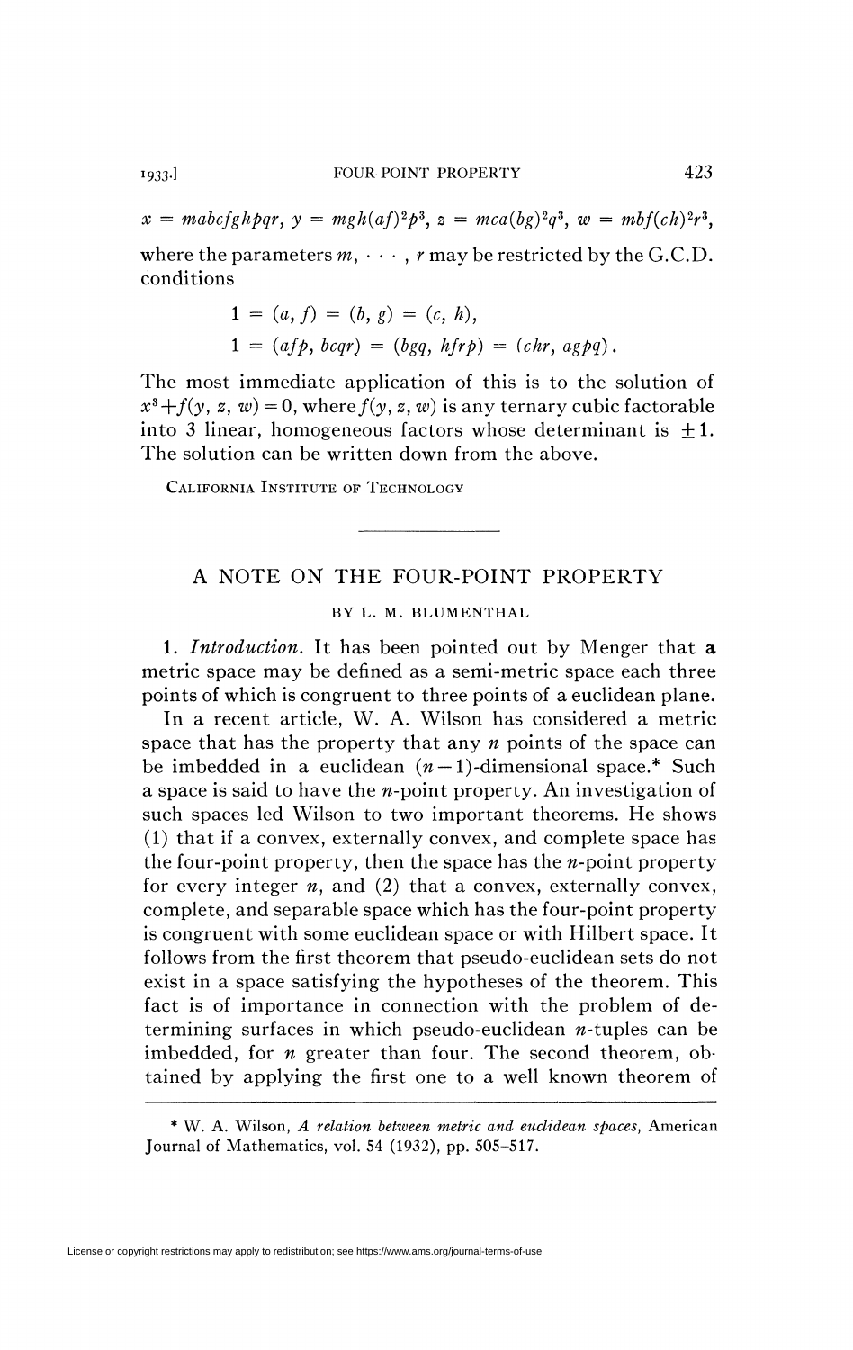$$x = mabcfghpqr,\ y = mgh(af)^2p^3,\ z = mca(bg)^2q^3,\ w = mbf(ch)^2r^3,$$

where the parameters $m, \cdots, r$ may be restricted by the G.C.D. conditions

$$1 = (a, f) = (b, g) = (c, h),$$

$$1 = (afp, bcqr) = (bgq, hfrp) = (chr, agpq).$$

The most immediate application of this is to the solution of $x^3 + f(y, z, w) = 0$, where $f(y, z, w)$ is any ternary cubic factorable into 3 linear, homogeneous factors whose determinant is $\pm 1$. The solution can be written down from the above.

CALIFORNIA INSTITUTE OF TECHNOLOGY

---

# A NOTE ON THE FOUR-POINT PROPERTY

BY L. M. BLUMENTHAL

1. *Introduction.* It has been pointed out by Menger that a metric space may be defined as a semi-metric space each three points of which is congruent to three points of a euclidean plane.

In a recent article, W. A. Wilson has considered a metric space that has the property that any $n$ points of the space can be imbedded in a euclidean $(n-1)$-dimensional space.* Such a space is said to have the $n$-point property. An investigation of such spaces led Wilson to two important theorems. He shows (1) that if a convex, externally convex, and complete space has the four-point property, then the space has the $n$-point property for every integer $n$, and (2) that a convex, externally convex, complete, and separable space which has the four-point property is congruent with some euclidean space or with Hilbert space. It follows from the first theorem that pseudo-euclidean sets do not exist in a space satisfying the hypotheses of the theorem. This fact is of importance in connection with the problem of determining surfaces in which pseudo-euclidean $n$-tuples can be imbedded, for $n$ greater than four. The second theorem, obtained by applying the first one to a well known theorem of

* W. A. Wilson, *A relation between metric and euclidean spaces*, American Journal of Mathematics, vol. 54 (1932), pp. 505–517.